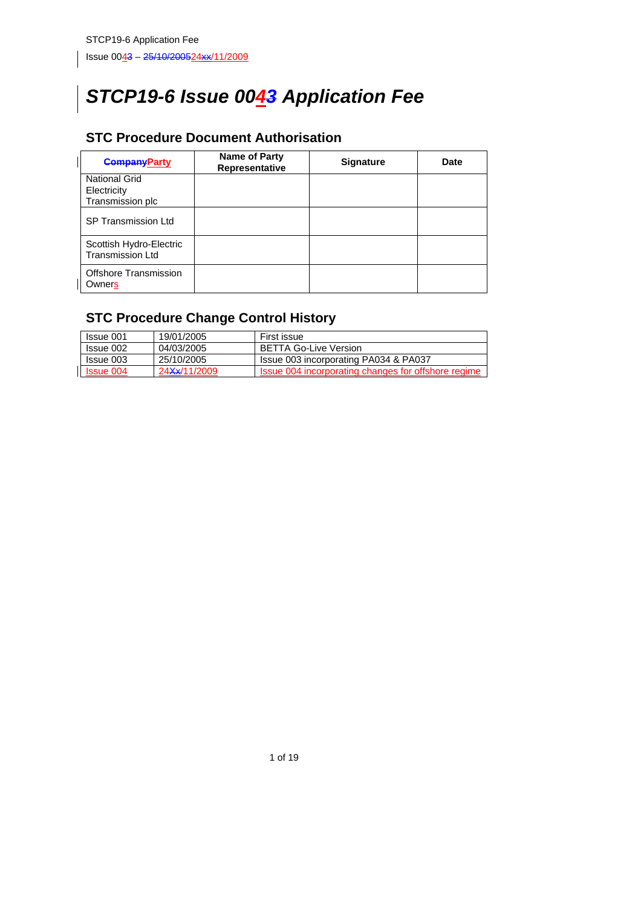# *STCP19-6 Issue 004~~3~~ Application Fee*

## STC Procedure Document Authorisation

| ~~Company~~Party | Name of Party Representative | Signature | Date |
|---|---|---|---|
| National Grid Electricity Transmission plc | | | |
| SP Transmission Ltd | | | |
| Scottish Hydro-Electric Transmission Ltd | | | |
| Offshore Transmission Owners | | | |

## STC Procedure Change Control History

| | | |
|---|---|---|
| Issue 001 | 19/01/2005 | First issue |
| Issue 002 | 04/03/2005 | BETTA Go-Live Version |
| Issue 003 | 25/10/2005 | Issue 003 incorporating PA034 & PA037 |
| Issue 004 | 24~~Xx~~/11/2009 | Issue 004 incorporating changes for offshore regime |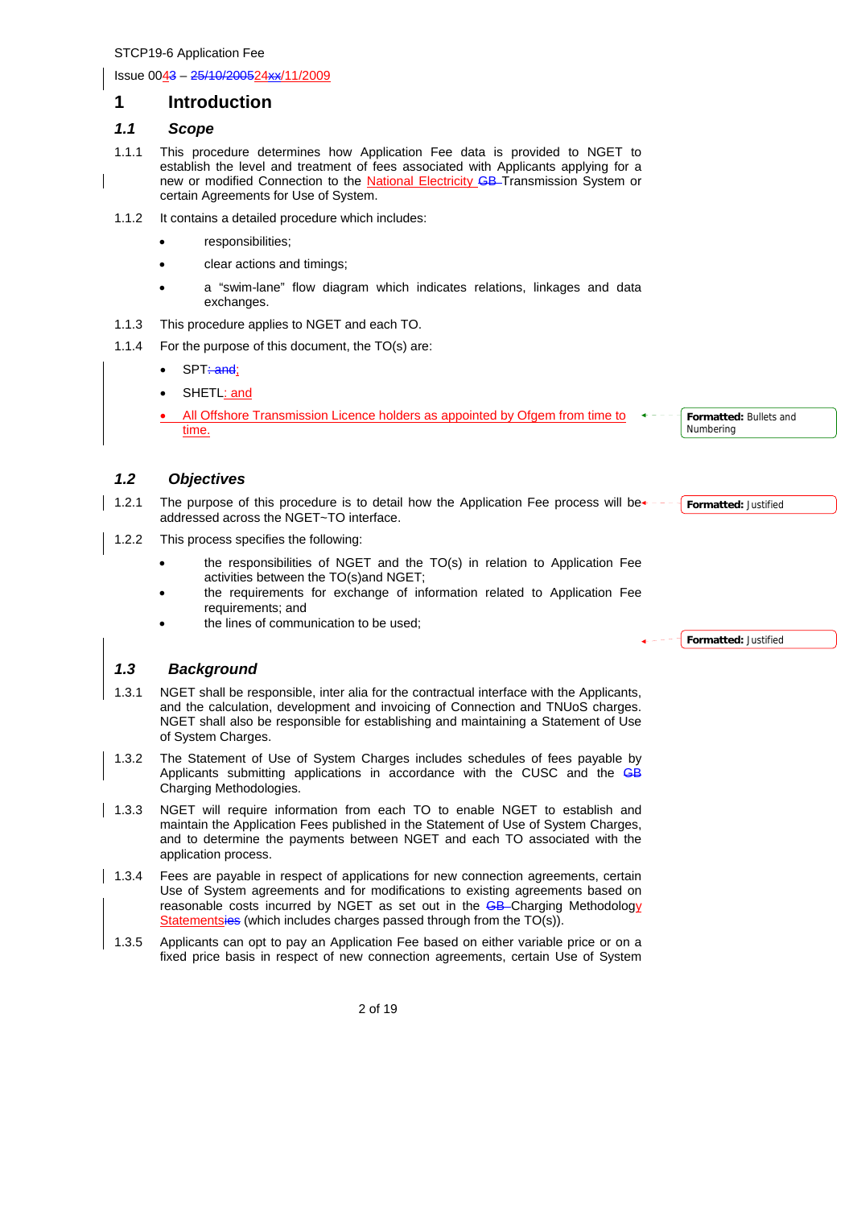# 1 Introduction

## 1.1 Scope

1.1.1 This procedure determines how Application Fee data is provided to NGET to establish the level and treatment of fees associated with Applicants applying for a new or modified Connection to the National Electricity ~~GB~~ Transmission System or certain Agreements for Use of System.

1.1.2 It contains a detailed procedure which includes:

- responsibilities;
- clear actions and timings;
- a "swim-lane" flow diagram which indicates relations, linkages and data exchanges.

1.1.3 This procedure applies to NGET and each TO.

1.1.4 For the purpose of this document, the TO(s) are:

- SPT~~; and~~;
- SHETL; and
- All Offshore Transmission Licence holders as appointed by Ofgem from time to time.

## 1.2 Objectives

1.2.1 The purpose of this procedure is to detail how the Application Fee process will be addressed across the NGET~TO interface.

1.2.2 This process specifies the following:

- the responsibilities of NGET and the TO(s) in relation to Application Fee activities between the TO(s)and NGET;
- the requirements for exchange of information related to Application Fee requirements; and
- the lines of communication to be used;

## 1.3 Background

1.3.1 NGET shall be responsible, inter alia for the contractual interface with the Applicants, and the calculation, development and invoicing of Connection and TNUoS charges. NGET shall also be responsible for establishing and maintaining a Statement of Use of System Charges.

1.3.2 The Statement of Use of System Charges includes schedules of fees payable by Applicants submitting applications in accordance with the CUSC and the GB Charging Methodologies.

1.3.3 NGET will require information from each TO to enable NGET to establish and maintain the Application Fees published in the Statement of Use of System Charges, and to determine the payments between NGET and each TO associated with the application process.

1.3.4 Fees are payable in respect of applications for new connection agreements, certain Use of System agreements and for modifications to existing agreements based on reasonable costs incurred by NGET as set out in the ~~GB~~ Charging Methodology Statements~~ies~~ (which includes charges passed through from the TO(s)).

1.3.5 Applicants can opt to pay an Application Fee based on either variable price or on a fixed price basis in respect of new connection agreements, certain Use of System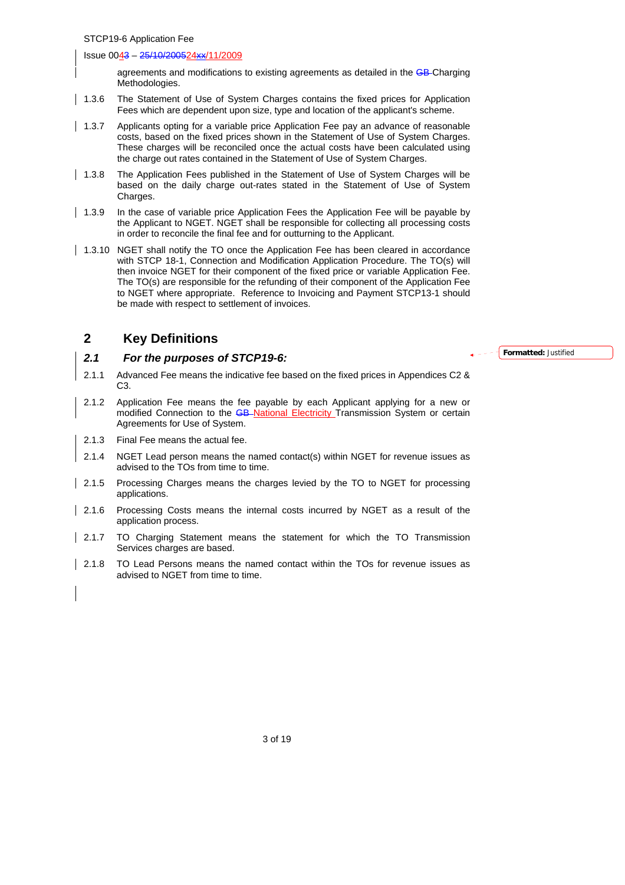agreements and modifications to existing agreements as detailed in the GB Charging Methodologies.

1.3.6 The Statement of Use of System Charges contains the fixed prices for Application Fees which are dependent upon size, type and location of the applicant's scheme.

1.3.7 Applicants opting for a variable price Application Fee pay an advance of reasonable costs, based on the fixed prices shown in the Statement of Use of System Charges. These charges will be reconciled once the actual costs have been calculated using the charge out rates contained in the Statement of Use of System Charges.

1.3.8 The Application Fees published in the Statement of Use of System Charges will be based on the daily charge out-rates stated in the Statement of Use of System Charges.

1.3.9 In the case of variable price Application Fees the Application Fee will be payable by the Applicant to NGET. NGET shall be responsible for collecting all processing costs in order to reconcile the final fee and for outturning to the Applicant.

1.3.10 NGET shall notify the TO once the Application Fee has been cleared in accordance with STCP 18-1, Connection and Modification Application Procedure. The TO(s) will then invoice NGET for their component of the fixed price or variable Application Fee. The TO(s) are responsible for the refunding of their component of the Application Fee to NGET where appropriate. Reference to Invoicing and Payment STCP13-1 should be made with respect to settlement of invoices.

# 2 Key Definitions

## *2.1 For the purposes of STCP19-6:*

2.1.1 Advanced Fee means the indicative fee based on the fixed prices in Appendices C2 & C3.

2.1.2 Application Fee means the fee payable by each Applicant applying for a new or modified Connection to the GB National Electricity Transmission System or certain Agreements for Use of System.

2.1.3 Final Fee means the actual fee.

2.1.4 NGET Lead person means the named contact(s) within NGET for revenue issues as advised to the TOs from time to time.

2.1.5 Processing Charges means the charges levied by the TO to NGET for processing applications.

2.1.6 Processing Costs means the internal costs incurred by NGET as a result of the application process.

2.1.7 TO Charging Statement means the statement for which the TO Transmission Services charges are based.

2.1.8 TO Lead Persons means the named contact within the TOs for revenue issues as advised to NGET from time to time.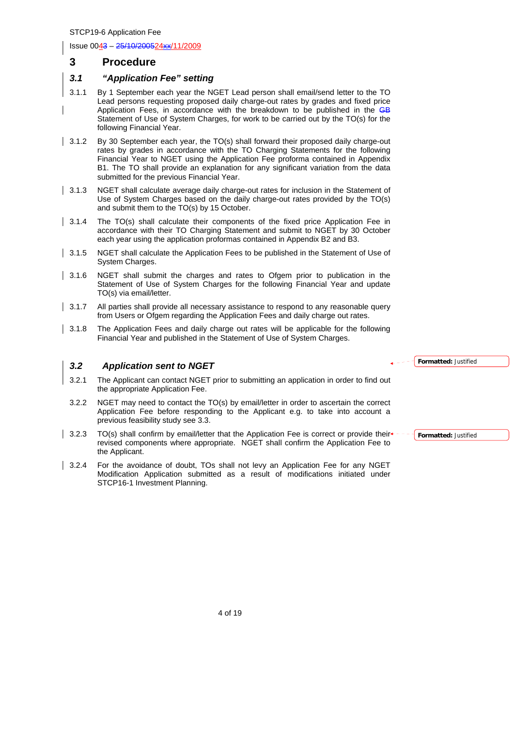## 3 Procedure

### 3.1 *"Application Fee" setting*

3.1.1 By 1 September each year the NGET Lead person shall email/send letter to the TO Lead persons requesting proposed daily charge-out rates by grades and fixed price Application Fees, in accordance with the breakdown to be published in the GB Statement of Use of System Charges, for work to be carried out by the TO(s) for the following Financial Year.

3.1.2 By 30 September each year, the TO(s) shall forward their proposed daily charge-out rates by grades in accordance with the TO Charging Statements for the following Financial Year to NGET using the Application Fee proforma contained in Appendix B1. The TO shall provide an explanation for any significant variation from the data submitted for the previous Financial Year.

3.1.3 NGET shall calculate average daily charge-out rates for inclusion in the Statement of Use of System Charges based on the daily charge-out rates provided by the TO(s) and submit them to the TO(s) by 15 October.

3.1.4 The TO(s) shall calculate their components of the fixed price Application Fee in accordance with their TO Charging Statement and submit to NGET by 30 October each year using the application proformas contained in Appendix B2 and B3.

3.1.5 NGET shall calculate the Application Fees to be published in the Statement of Use of System Charges.

3.1.6 NGET shall submit the charges and rates to Ofgem prior to publication in the Statement of Use of System Charges for the following Financial Year and update TO(s) via email/letter.

3.1.7 All parties shall provide all necessary assistance to respond to any reasonable query from Users or Ofgem regarding the Application Fees and daily charge out rates.

3.1.8 The Application Fees and daily charge out rates will be applicable for the following Financial Year and published in the Statement of Use of System Charges.

### 3.2 *Application sent to NGET*

3.2.1 The Applicant can contact NGET prior to submitting an application in order to find out the appropriate Application Fee.

3.2.2 NGET may need to contact the TO(s) by email/letter in order to ascertain the correct Application Fee before responding to the Applicant e.g. to take into account a previous feasibility study see 3.3.

3.2.3 TO(s) shall confirm by email/letter that the Application Fee is correct or provide their revised components where appropriate. NGET shall confirm the Application Fee to the Applicant.

3.2.4 For the avoidance of doubt, TOs shall not levy an Application Fee for any NGET Modification Application submitted as a result of modifications initiated under STCP16-1 Investment Planning.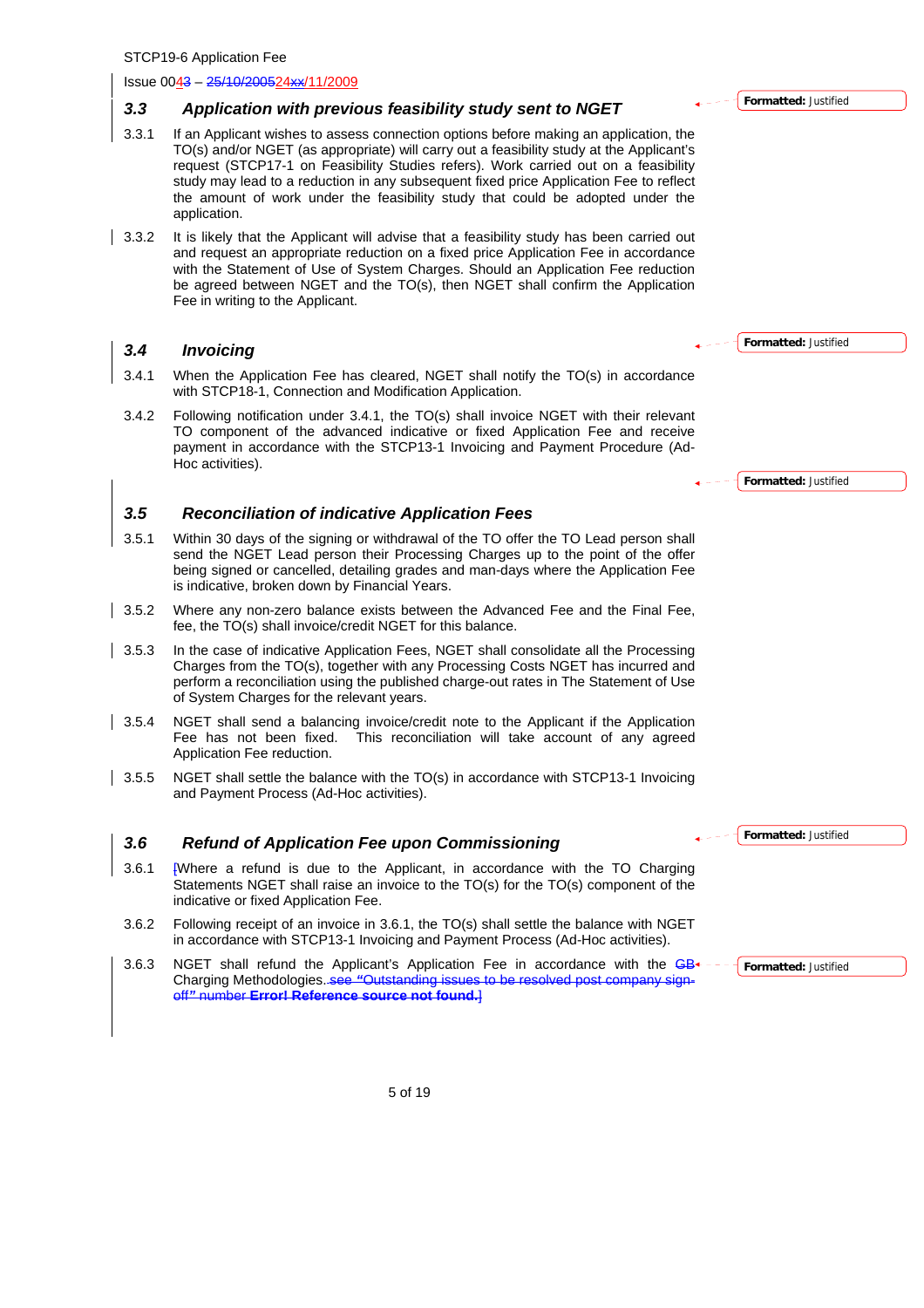### 3.3 Application with previous feasibility study sent to NGET

3.3.1 If an Applicant wishes to assess connection options before making an application, the TO(s) and/or NGET (as appropriate) will carry out a feasibility study at the Applicant's request (STCP17-1 on Feasibility Studies refers). Work carried out on a feasibility study may lead to a reduction in any subsequent fixed price Application Fee to reflect the amount of work under the feasibility study that could be adopted under the application.

3.3.2 It is likely that the Applicant will advise that a feasibility study has been carried out and request an appropriate reduction on a fixed price Application Fee in accordance with the Statement of Use of System Charges. Should an Application Fee reduction be agreed between NGET and the TO(s), then NGET shall confirm the Application Fee in writing to the Applicant.

### 3.4 Invoicing

3.4.1 When the Application Fee has cleared, NGET shall notify the TO(s) in accordance with STCP18-1, Connection and Modification Application.

3.4.2 Following notification under 3.4.1, the TO(s) shall invoice NGET with their relevant TO component of the advanced indicative or fixed Application Fee and receive payment in accordance with the STCP13-1 Invoicing and Payment Procedure (Ad-Hoc activities).

### 3.5 Reconciliation of indicative Application Fees

3.5.1 Within 30 days of the signing or withdrawal of the TO offer the TO Lead person shall send the NGET Lead person their Processing Charges up to the point of the offer being signed or cancelled, detailing grades and man-days where the Application Fee is indicative, broken down by Financial Years.

3.5.2 Where any non-zero balance exists between the Advanced Fee and the Final Fee, fee, the TO(s) shall invoice/credit NGET for this balance.

3.5.3 In the case of indicative Application Fees, NGET shall consolidate all the Processing Charges from the TO(s), together with any Processing Costs NGET has incurred and perform a reconciliation using the published charge-out rates in The Statement of Use of System Charges for the relevant years.

3.5.4 NGET shall send a balancing invoice/credit note to the Applicant if the Application Fee has not been fixed. This reconciliation will take account of any agreed Application Fee reduction.

3.5.5 NGET shall settle the balance with the TO(s) in accordance with STCP13-1 Invoicing and Payment Process (Ad-Hoc activities).

### 3.6 Refund of Application Fee upon Commissioning

3.6.1 [Where a refund is due to the Applicant, in accordance with the TO Charging Statements NGET shall raise an invoice to the TO(s) for the TO(s) component of the indicative or fixed Application Fee.

3.6.2 Following receipt of an invoice in 3.6.1, the TO(s) shall settle the balance with NGET in accordance with STCP13-1 Invoicing and Payment Process (Ad-Hoc activities).

3.6.3 NGET shall refund the Applicant's Application Fee in accordance with the GB Charging Methodologies. see "Outstanding issues to be resolved post company sign-off" number **Error! Reference source not found.**]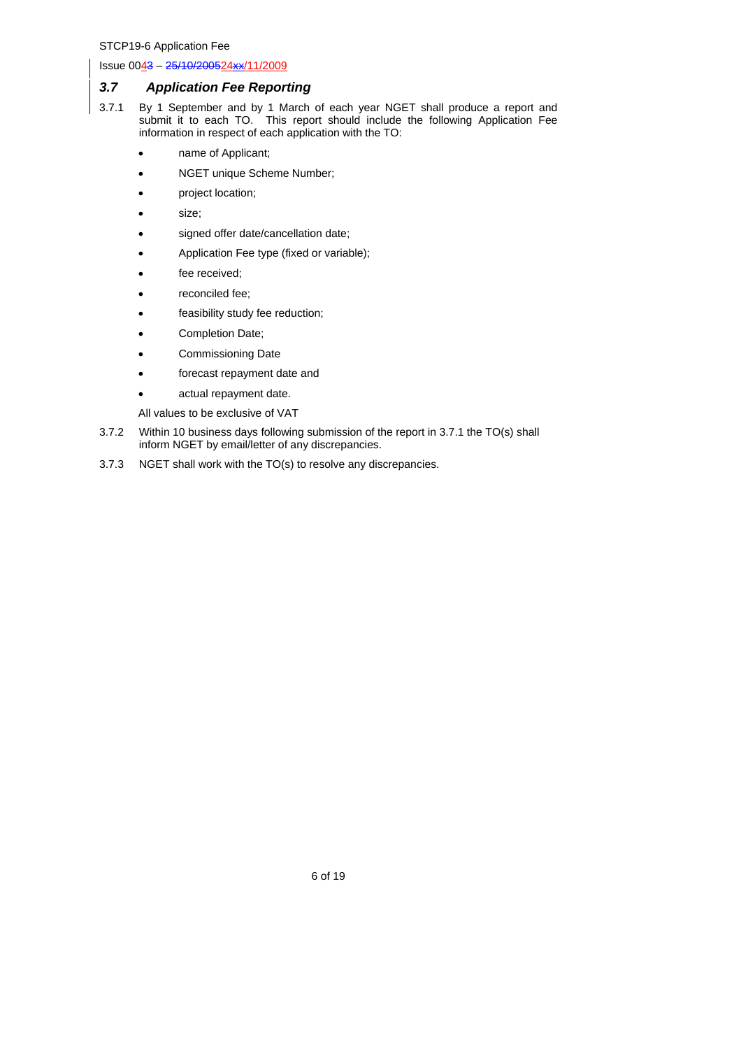### 3.7 *Application Fee Reporting*

3.7.1 By 1 September and by 1 March of each year NGET shall produce a report and submit it to each TO. This report should include the following Application Fee information in respect of each application with the TO:

- name of Applicant;
- NGET unique Scheme Number;
- project location;
- size;
- signed offer date/cancellation date;
- Application Fee type (fixed or variable);
- fee received;
- reconciled fee;
- feasibility study fee reduction;
- Completion Date;
- Commissioning Date
- forecast repayment date and
- actual repayment date.

All values to be exclusive of VAT

3.7.2 Within 10 business days following submission of the report in 3.7.1 the TO(s) shall inform NGET by email/letter of any discrepancies.

3.7.3 NGET shall work with the TO(s) to resolve any discrepancies.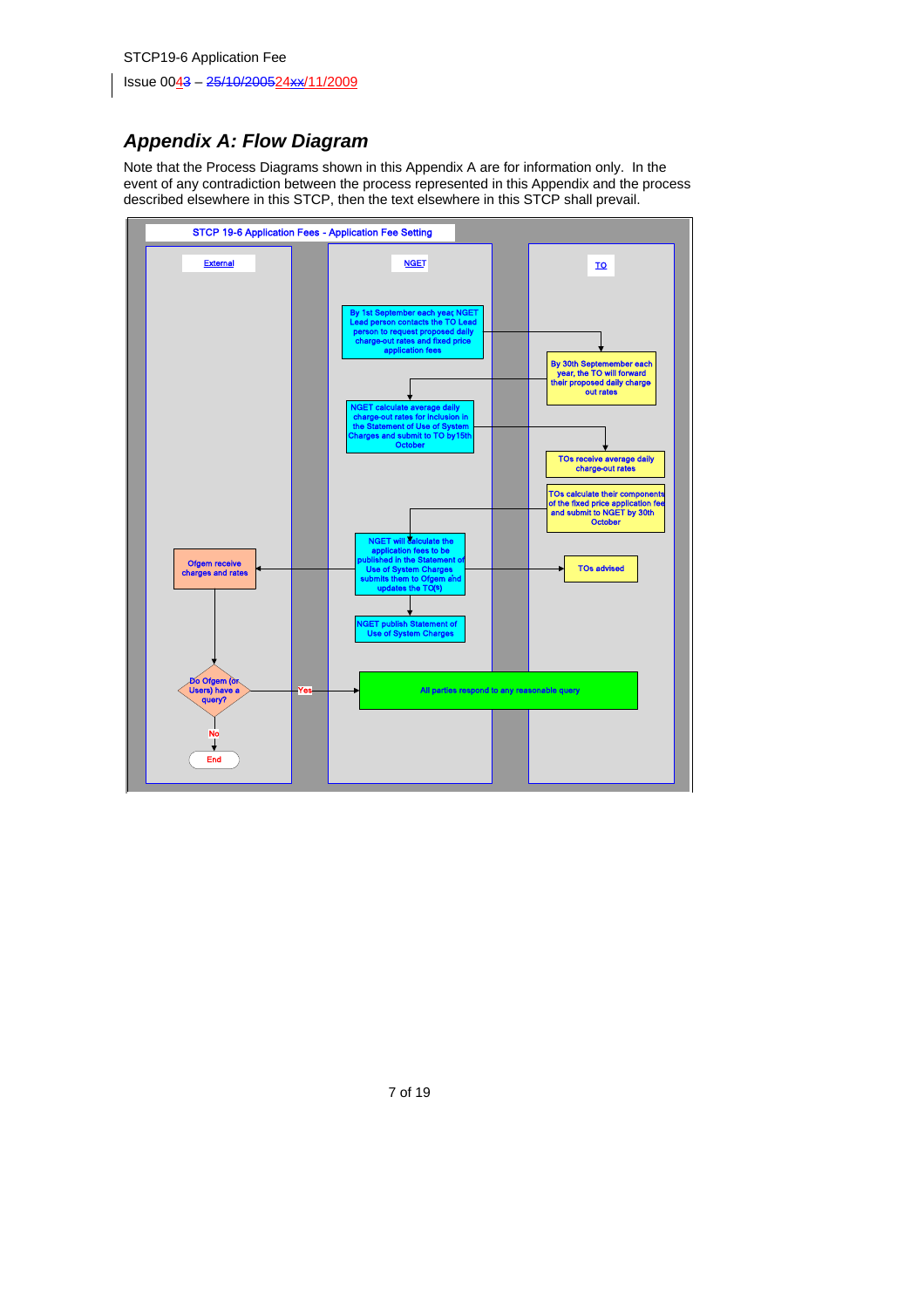## Appendix A: Flow Diagram

Note that the Process Diagrams shown in this Appendix A are for information only. In the event of any contradiction between the process represented in this Appendix and the process described elsewhere in this STCP, then the text elsewhere in this STCP shall prevail.

STCP 19-6 Application Fees - Application Fee Setting

External

NGET

TO

By 1st September each year, NGET Lead person contacts the TO Lead person to request proposed daily charge-out rates and fixed price application fees

By 30th Septemember each year, the TO will forward their proposed daily charge out rates

NGET calculate average daily charge-out rates for inclusion in the Statement of Use of System Charges and submit to TO by15th October

TOs receive average daily charge-out rates

TOs calculate their components of the fixed price application fee and submit to NGET by 30th October

NGET will calculate the application fees to be published in the Statement of Use of System Charges submits them to Ofgem and updates the TO(s)

Ofgem receive charges and rates

TOs advised

NGET publish Statement of Use of System Charges

Do Ofgem (or Users) have a query?

Yes

All parties respond to any reasonable query

No

End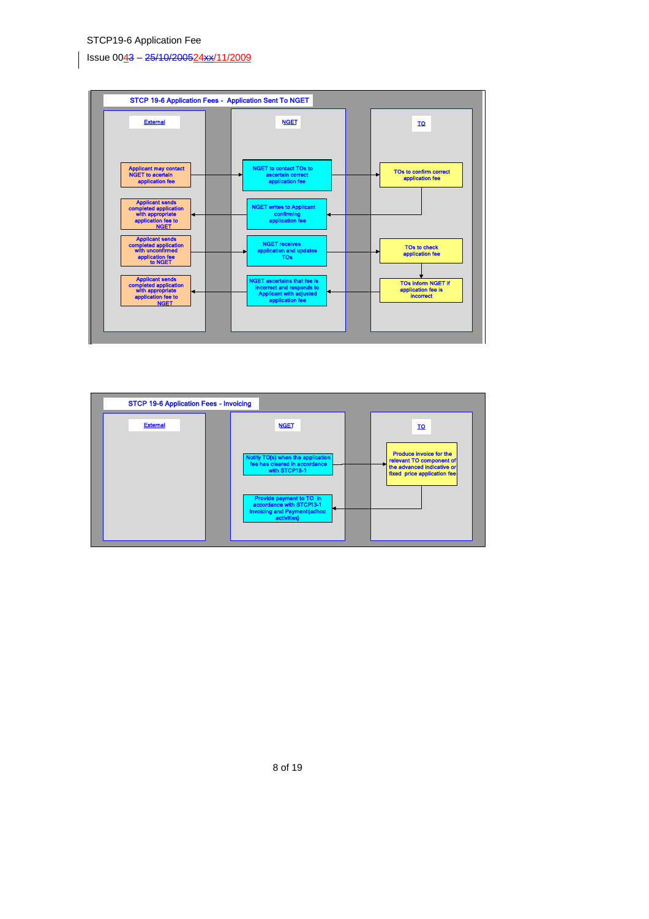STCP 19-6 Application Fees - Application Sent To NGET

External

NGET

TO

Applicant may contact NGET to acertain application fee

NGET to contact TOs to ascertain correct application fee

TOs to confirm correct application fee

Applicant sends completed application with appropriate application fee to NGET

NGET writes to Applicant confirming application fee

Applicant sends completed application with unconfirmed application fee to NGET

NGET receives application and updates TOs

TOs to check application fee

Applicant sends completed application with appropriate application fee to NGET

NGET ascertains that fee is incorrect and responds to Applicant with adjusted application fee

TOs inform NGET if application fee is incorrect

STCP 19-6 Application Fees - Invoicing

External

NGET

TO

Notify TO(s) when the application fee has cleared in accordance with STCP18-1

Produce invoice for the relevant TO component of the advanced indicative or fixed price application fee

Provide payment to TO in accordance with STCP13-1 Invoicing and Payment(adhoc activities)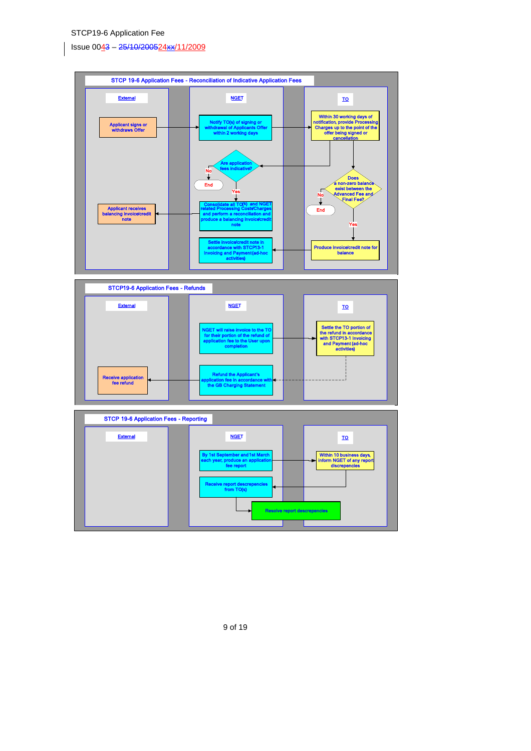STCP 19-6 Application Fees - Reconciliation of Indicative Application Fees

External

NGET

TO

Applicant signs or withdraws Offer

Notify TO(s) of signing or withdrawal of Applicants Offer within 2 working days

Within 30 working days of notification, provide Processing Charges up to the point of the offer being signed or cancellation

Are application fees indicative?

No

End

Yes

Does a non-zero balance exist between the Advanced Fee and Final Fee?

No

End

Yes

Applicant receives balancing invoice/credit note

Consolidate all TO(s) and NGET related Processing Costs/Charges and perform a reconciliation and produce a balancing invoice/credit note

Settle invoice/credit note in accordance with STCP13-1 Invoicing and Payment (ad-hoc activities)

Produce invoice/credit note for balance

STCP19-6 Application Fees - Refunds

External

NGET

TO

NGET will raise invoice to the TO for their portion of the refund of application fee to the User upon completion

Settle the TO portion of the refund in accordance with STCP13-1 Invoicing and Payment (ad-hoc activities)

Receive application fee refund

Refund the Applicant's application fee in accordance with the GB Charging Statement

STCP 19-6 Application Fees - Reporting

External

NGET

TO

By 1st September and 1st March each year, produce an application fee report

Within 10 business days, inform NGET of any report discrepencies

Receive report descrepencies from TO(s)

Resolve report descrepencies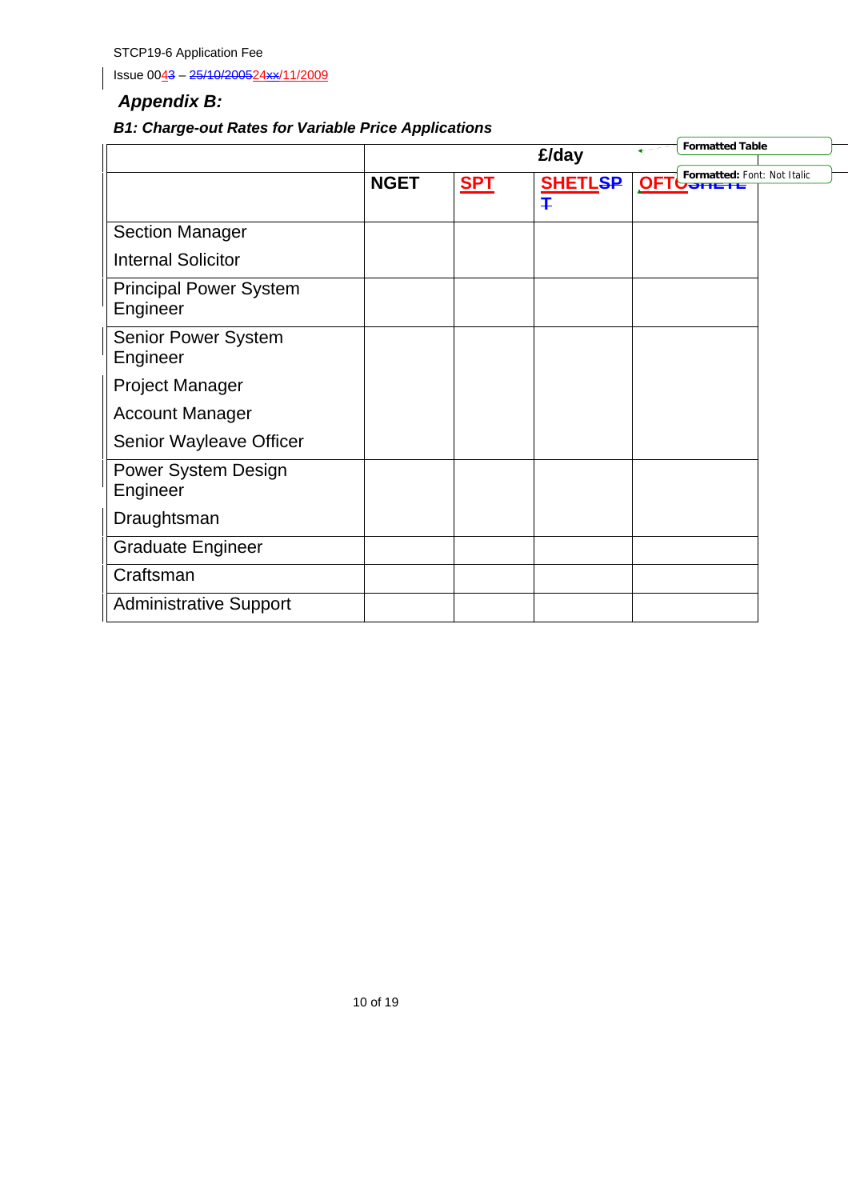## Appendix B:

### B1: Charge-out Rates for Variable Price Applications

| | £/day | | | |
|---|---|---|---|---|
| | NGET | SPT | SHETLSPT | OFTOSHETL |
| Section Manager<br>Internal Solicitor | | | | |
| Principal Power System Engineer | | | | |
| Senior Power System Engineer<br>Project Manager<br>Account Manager<br>Senior Wayleave Officer | | | | |
| Power System Design Engineer<br>Draughtsman | | | | |
| Graduate Engineer | | | | |
| Craftsman | | | | |
| Administrative Support | | | | |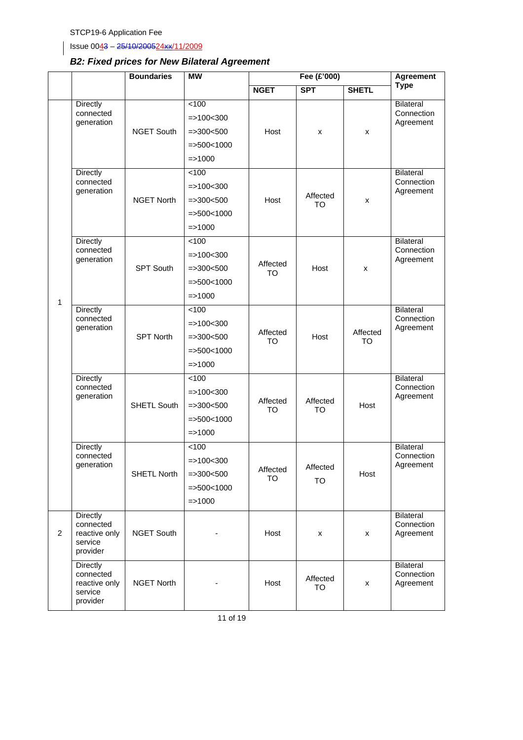### *B2: Fixed prices for New Bilateral Agreement*

| | | Boundaries | MW | Fee (£'000) | | | Agreement Type |
|---|---|---|---|---|---|---|---|
| | | | | NGET | SPT | SHETL | |
| 1 | Directly connected generation | NGET South | <100<br>=>100<300<br>=>300<500<br>=>500<1000<br>=>1000 | Host | x | x | Bilateral Connection Agreement |
| | Directly connected generation | NGET North | <100<br>=>100<300<br>=>300<500<br>=>500<1000<br>=>1000 | Host | Affected TO | x | Bilateral Connection Agreement |
| | Directly connected generation | SPT South | <100<br>=>100<300<br>=>300<500<br>=>500<1000<br>=>1000 | Affected TO | Host | x | Bilateral Connection Agreement |
| | Directly connected generation | SPT North | <100<br>=>100<300<br>=>300<500<br>=>500<1000<br>=>1000 | Affected TO | Host | Affected TO | Bilateral Connection Agreement |
| | Directly connected generation | SHETL South | <100<br>=>100<300<br>=>300<500<br>=>500<1000<br>=>1000 | Affected TO | Affected TO | Host | Bilateral Connection Agreement |
| | Directly connected generation | SHETL North | <100<br>=>100<300<br>=>300<500<br>=>500<1000<br>=>1000 | Affected TO | Affected TO | Host | Bilateral Connection Agreement |
| 2 | Directly connected reactive only service provider | NGET South | - | Host | x | x | Bilateral Connection Agreement |
| | Directly connected reactive only service provider | NGET North | - | Host | Affected TO | x | Bilateral Connection Agreement |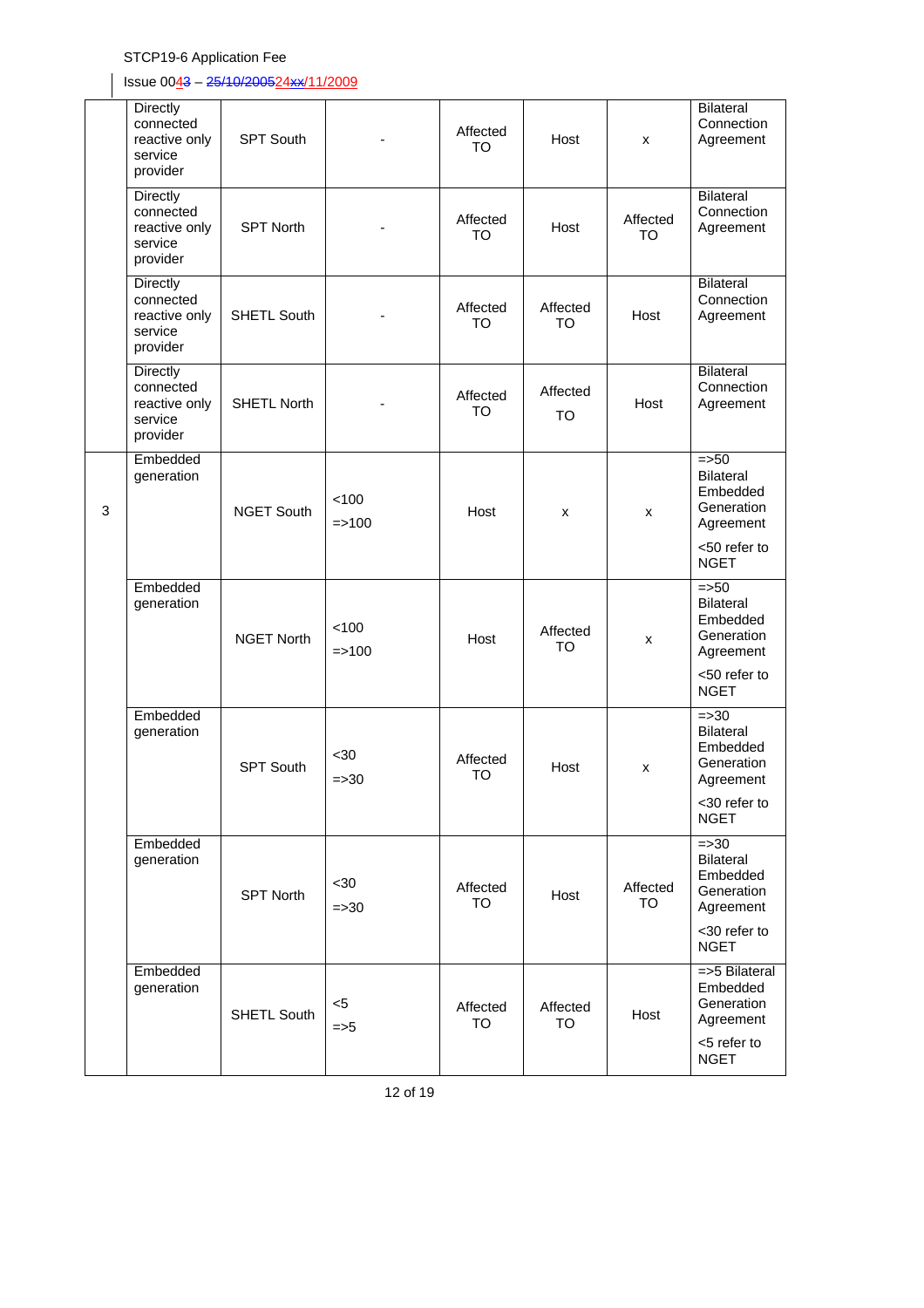| | | | | | | | |
|---|---|---|---|---|---|---|---|
| | Directly connected reactive only service provider | SPT South | - | Affected TO | Host | x | Bilateral Connection Agreement |
| | Directly connected reactive only service provider | SPT North | - | Affected TO | Host | Affected TO | Bilateral Connection Agreement |
| | Directly connected reactive only service provider | SHETL South | - | Affected TO | Affected TO | Host | Bilateral Connection Agreement |
| | Directly connected reactive only service provider | SHETL North | - | Affected TO | Affected TO | Host | Bilateral Connection Agreement |
| 3 | Embedded generation | NGET South | <100 =>100 | Host | x | x | =>50 Bilateral Embedded Generation Agreement <50 refer to NGET |
| | Embedded generation | NGET North | <100 =>100 | Host | Affected TO | x | =>50 Bilateral Embedded Generation Agreement <50 refer to NGET |
| | Embedded generation | SPT South | <30 =>30 | Affected TO | Host | x | =>30 Bilateral Embedded Generation Agreement <30 refer to NGET |
| | Embedded generation | SPT North | <30 =>30 | Affected TO | Host | Affected TO | =>30 Bilateral Embedded Generation Agreement <30 refer to NGET |
| | Embedded generation | SHETL South | <5 =>5 | Affected TO | Affected TO | Host | =>5 Bilateral Embedded Generation Agreement <5 refer to NGET |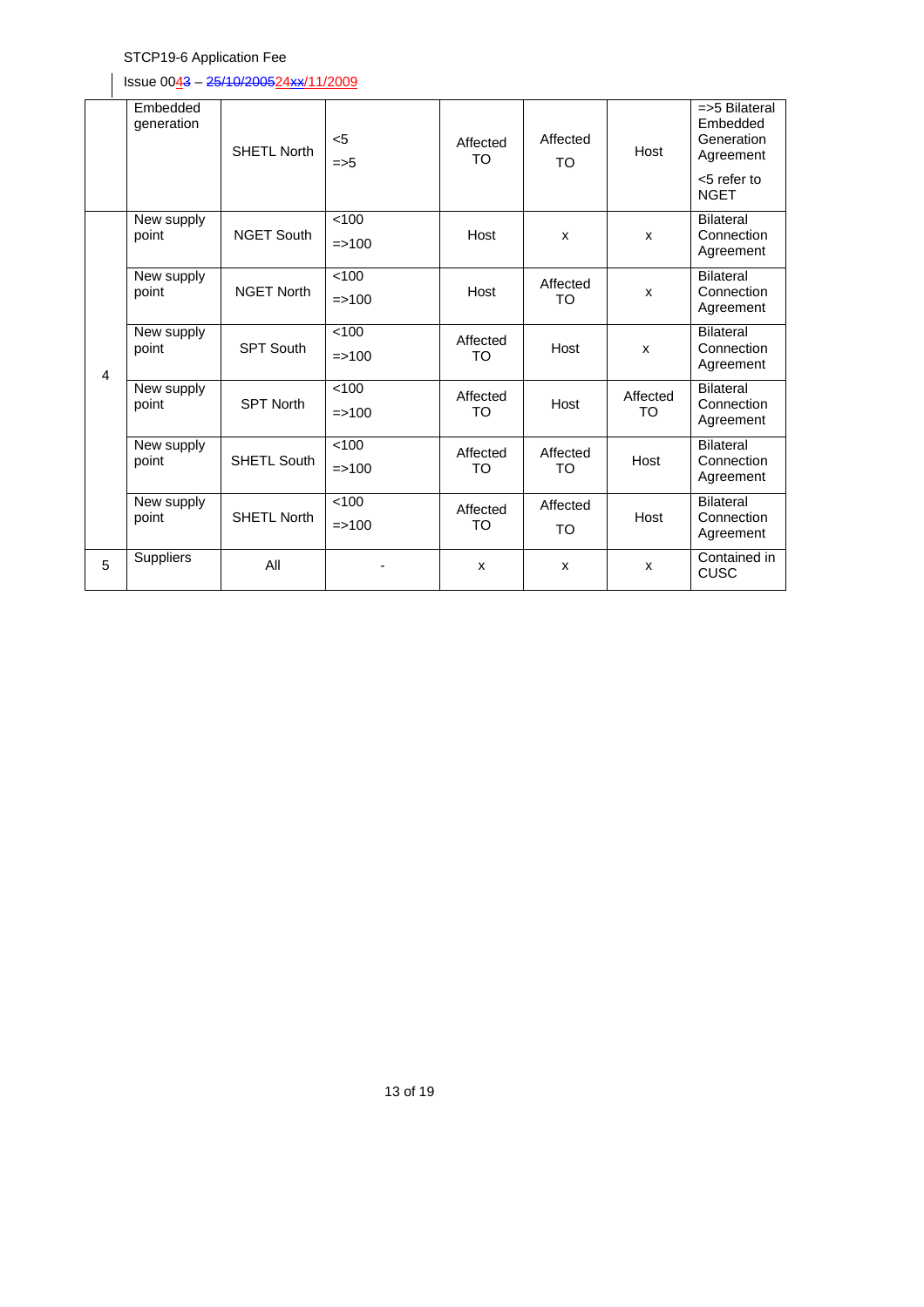| | | | | | | | |
|---|---|---|---|---|---|---|---|
| | Embedded generation | SHETL North | <5<br>=>5 | Affected TO | Affected TO | Host | =>5 Bilateral Embedded Generation Agreement<br><5 refer to NGET |
| 4 | New supply point | NGET South | <100<br>=>100 | Host | x | x | Bilateral Connection Agreement |
| | New supply point | NGET North | <100<br>=>100 | Host | Affected TO | x | Bilateral Connection Agreement |
| | New supply point | SPT South | <100<br>=>100 | Affected TO | Host | x | Bilateral Connection Agreement |
| | New supply point | SPT North | <100<br>=>100 | Affected TO | Host | Affected TO | Bilateral Connection Agreement |
| | New supply point | SHETL South | <100<br>=>100 | Affected TO | Affected TO | Host | Bilateral Connection Agreement |
| | New supply point | SHETL North | <100<br>=>100 | Affected TO | Affected TO | Host | Bilateral Connection Agreement |
| 5 | Suppliers | All | - | x | x | x | Contained in CUSC |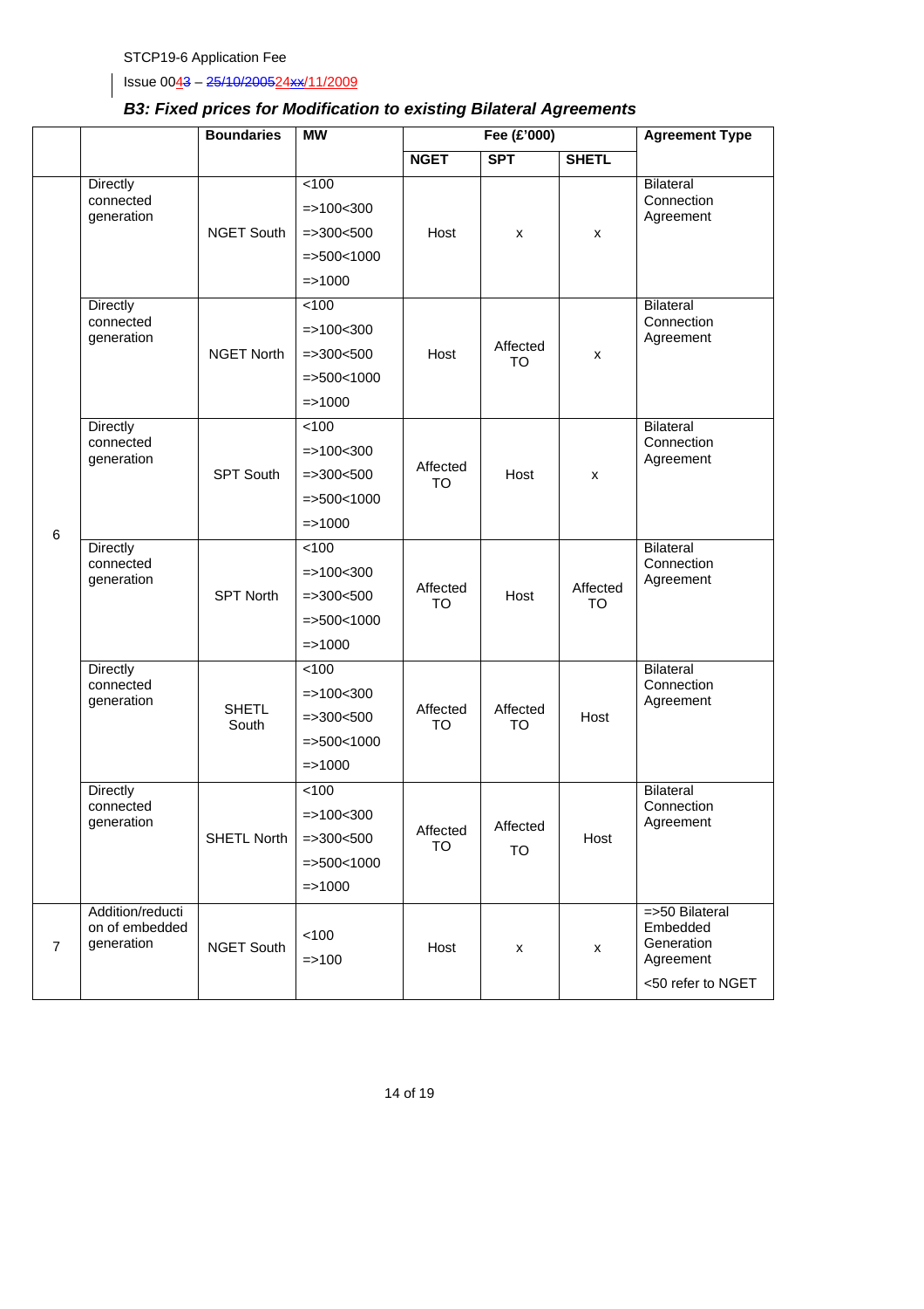### B3: Fixed prices for Modification to existing Bilateral Agreements

| | | Boundaries | MW | Fee (£'000) | | | Agreement Type |
|---|---|---|---|---|---|---|---|
| | | | | NGET | SPT | SHETL | |
| 6 | Directly connected generation | NGET South | <100<br>=>100<300<br>=>300<500<br>=>500<1000<br>=>1000 | Host | x | x | Bilateral Connection Agreement |
| | Directly connected generation | NGET North | <100<br>=>100<300<br>=>300<500<br>=>500<1000<br>=>1000 | Host | Affected TO | x | Bilateral Connection Agreement |
| | Directly connected generation | SPT South | <100<br>=>100<300<br>=>300<500<br>=>500<1000<br>=>1000 | Affected TO | Host | x | Bilateral Connection Agreement |
| | Directly connected generation | SPT North | <100<br>=>100<300<br>=>300<500<br>=>500<1000<br>=>1000 | Affected TO | Host | Affected TO | Bilateral Connection Agreement |
| | Directly connected generation | SHETL South | <100<br>=>100<300<br>=>300<500<br>=>500<1000<br>=>1000 | Affected TO | Affected TO | Host | Bilateral Connection Agreement |
| | Directly connected generation | SHETL North | <100<br>=>100<300<br>=>300<500<br>=>500<1000<br>=>1000 | Affected TO | Affected TO | Host | Bilateral Connection Agreement |
| 7 | Addition/reduction of embedded generation | NGET South | <100<br>=>100 | Host | x | x | =>50 Bilateral Embedded Generation Agreement<br><50 refer to NGET |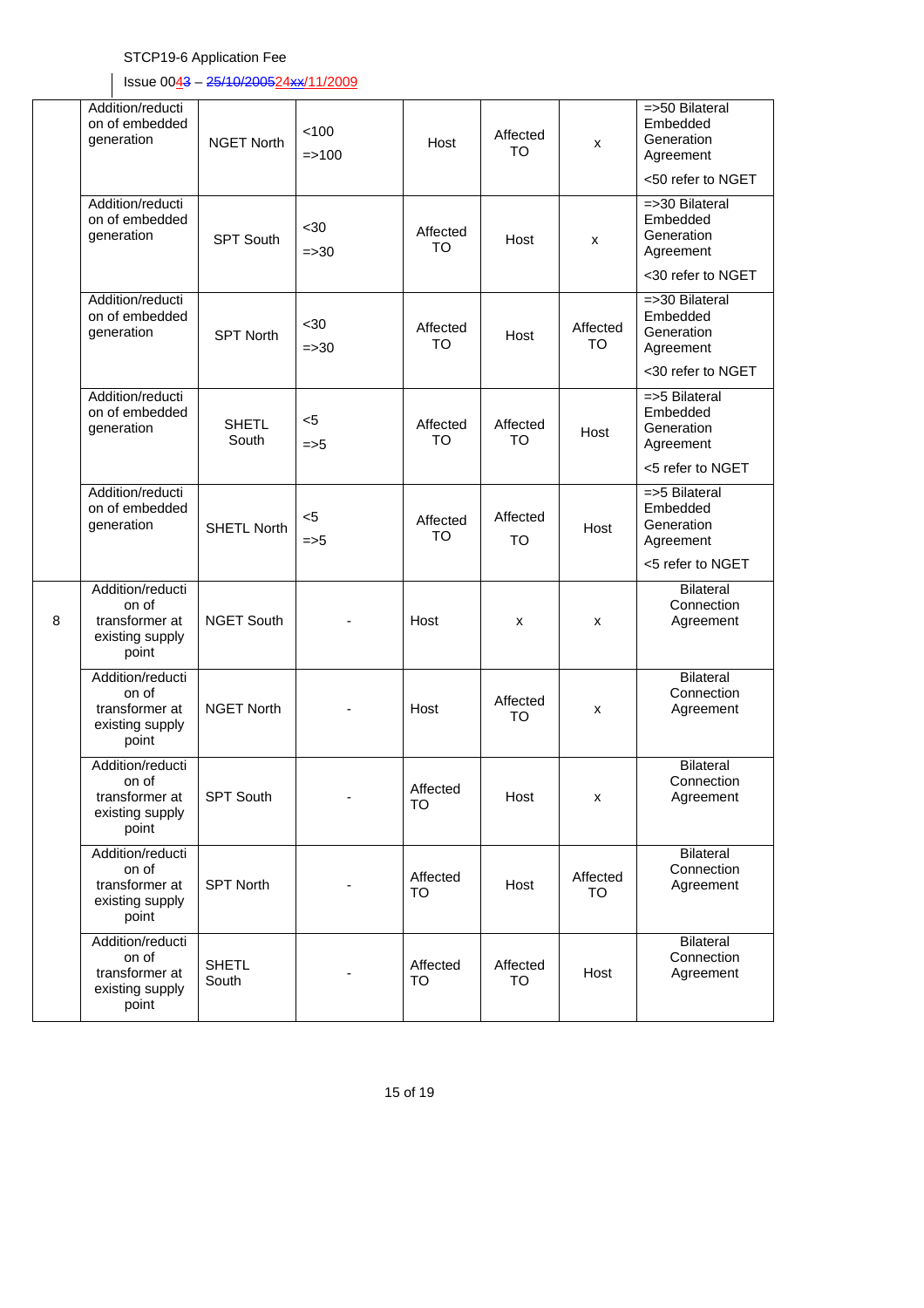| | | | | | | | |
|---|---|---|---|---|---|---|---|
| | Addition/reduction of embedded generation | NGET North | <100<br>=>100 | Host | Affected TO | x | =>50 Bilateral Embedded Generation Agreement<br><50 refer to NGET |
| | Addition/reduction of embedded generation | SPT South | <30<br>=>30 | Affected TO | Host | x | =>30 Bilateral Embedded Generation Agreement<br><30 refer to NGET |
| | Addition/reduction of embedded generation | SPT North | <30<br>=>30 | Affected TO | Host | Affected TO | =>30 Bilateral Embedded Generation Agreement<br><30 refer to NGET |
| | Addition/reduction of embedded generation | SHETL South | <5<br>=>5 | Affected TO | Affected TO | Host | =>5 Bilateral Embedded Generation Agreement<br><5 refer to NGET |
| | Addition/reduction of embedded generation | SHETL North | <5<br>=>5 | Affected TO | Affected TO | Host | =>5 Bilateral Embedded Generation Agreement<br><5 refer to NGET |
| 8 | Addition/reduction of transformer at existing supply point | NGET South | - | Host | x | x | Bilateral Connection Agreement |
| | Addition/reduction of transformer at existing supply point | NGET North | - | Host | Affected TO | x | Bilateral Connection Agreement |
| | Addition/reduction of transformer at existing supply point | SPT South | - | Affected TO | Host | x | Bilateral Connection Agreement |
| | Addition/reduction of transformer at existing supply point | SPT North | - | Affected TO | Host | Affected TO | Bilateral Connection Agreement |
| | Addition/reduction of transformer at existing supply point | SHETL South | - | Affected TO | Affected TO | Host | Bilateral Connection Agreement |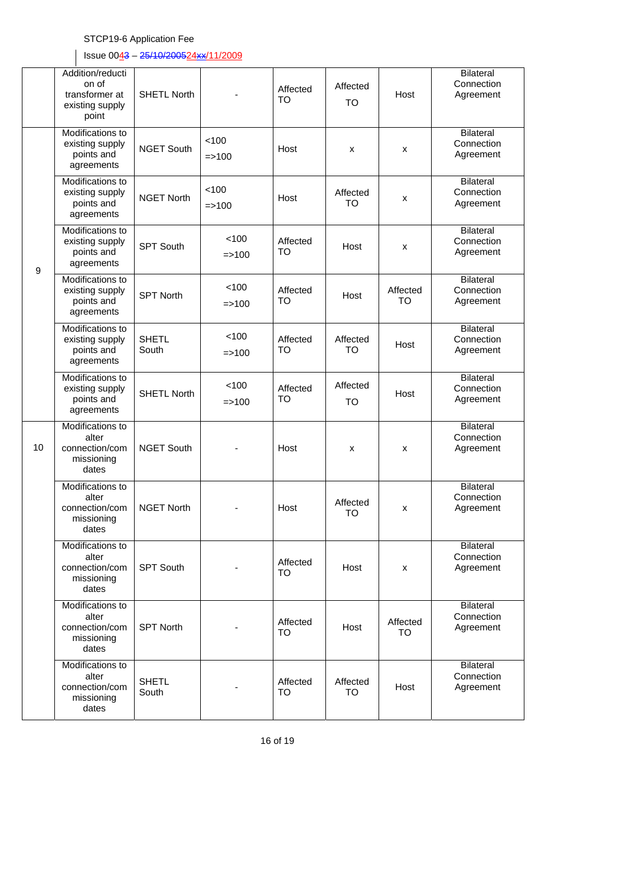| | | | | | | | |
|---|---|---|---|---|---|---|---|
| | Addition/reduction of transformer at existing supply point | SHETL North | - | Affected TO | Affected TO | Host | Bilateral Connection Agreement |
| 9 | Modifications to existing supply points and agreements | NGET South | <100 =>100 | Host | x | x | Bilateral Connection Agreement |
| | Modifications to existing supply points and agreements | NGET North | <100 =>100 | Host | Affected TO | x | Bilateral Connection Agreement |
| | Modifications to existing supply points and agreements | SPT South | <100 =>100 | Affected TO | Host | x | Bilateral Connection Agreement |
| | Modifications to existing supply points and agreements | SPT North | <100 =>100 | Affected TO | Host | Affected TO | Bilateral Connection Agreement |
| | Modifications to existing supply points and agreements | SHETL South | <100 =>100 | Affected TO | Affected TO | Host | Bilateral Connection Agreement |
| | Modifications to existing supply points and agreements | SHETL North | <100 =>100 | Affected TO | Affected TO | Host | Bilateral Connection Agreement |
| 10 | Modifications to alter connection/commissioning dates | NGET South | - | Host | x | x | Bilateral Connection Agreement |
| | Modifications to alter connection/commissioning dates | NGET North | - | Host | Affected TO | x | Bilateral Connection Agreement |
| | Modifications to alter connection/commissioning dates | SPT South | - | Affected TO | Host | x | Bilateral Connection Agreement |
| | Modifications to alter connection/commissioning dates | SPT North | - | Affected TO | Host | Affected TO | Bilateral Connection Agreement |
| | Modifications to alter connection/commissioning dates | SHETL South | - | Affected TO | Affected TO | Host | Bilateral Connection Agreement |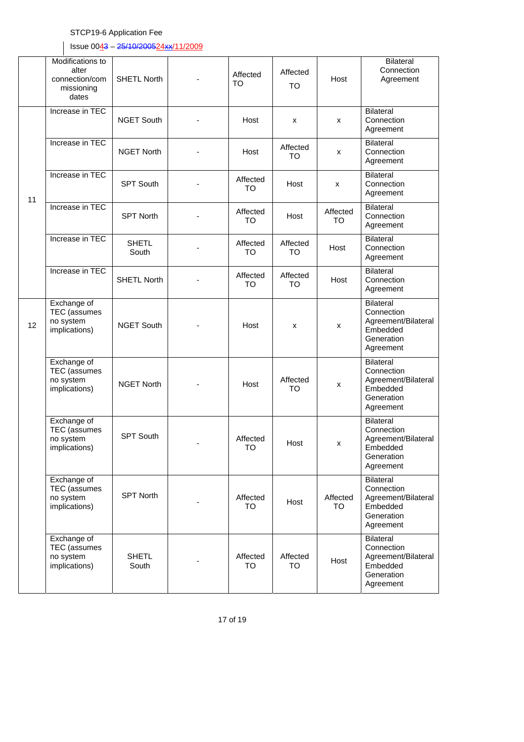| | | | | | | | |
|---|---|---|---|---|---|---|---|
| | Modifications to alter connection/commissioning dates | SHETL North | - | Affected TO | Affected TO | Host | Bilateral Connection Agreement |
| 11 | Increase in TEC | NGET South | - | Host | x | x | Bilateral Connection Agreement |
| | Increase in TEC | NGET North | - | Host | Affected TO | x | Bilateral Connection Agreement |
| | Increase in TEC | SPT South | - | Affected TO | Host | x | Bilateral Connection Agreement |
| | Increase in TEC | SPT North | - | Affected TO | Host | Affected TO | Bilateral Connection Agreement |
| | Increase in TEC | SHETL South | - | Affected TO | Affected TO | Host | Bilateral Connection Agreement |
| | Increase in TEC | SHETL North | - | Affected TO | Affected TO | Host | Bilateral Connection Agreement |
| 12 | Exchange of TEC (assumes no system implications) | NGET South | - | Host | x | x | Bilateral Connection Agreement/Bilateral Embedded Generation Agreement |
| | Exchange of TEC (assumes no system implications) | NGET North | - | Host | Affected TO | x | Bilateral Connection Agreement/Bilateral Embedded Generation Agreement |
| | Exchange of TEC (assumes no system implications) | SPT South | - | Affected TO | Host | x | Bilateral Connection Agreement/Bilateral Embedded Generation Agreement |
| | Exchange of TEC (assumes no system implications) | SPT North | - | Affected TO | Host | Affected TO | Bilateral Connection Agreement/Bilateral Embedded Generation Agreement |
| | Exchange of TEC (assumes no system implications) | SHETL South | - | Affected TO | Affected TO | Host | Bilateral Connection Agreement/Bilateral Embedded Generation Agreement |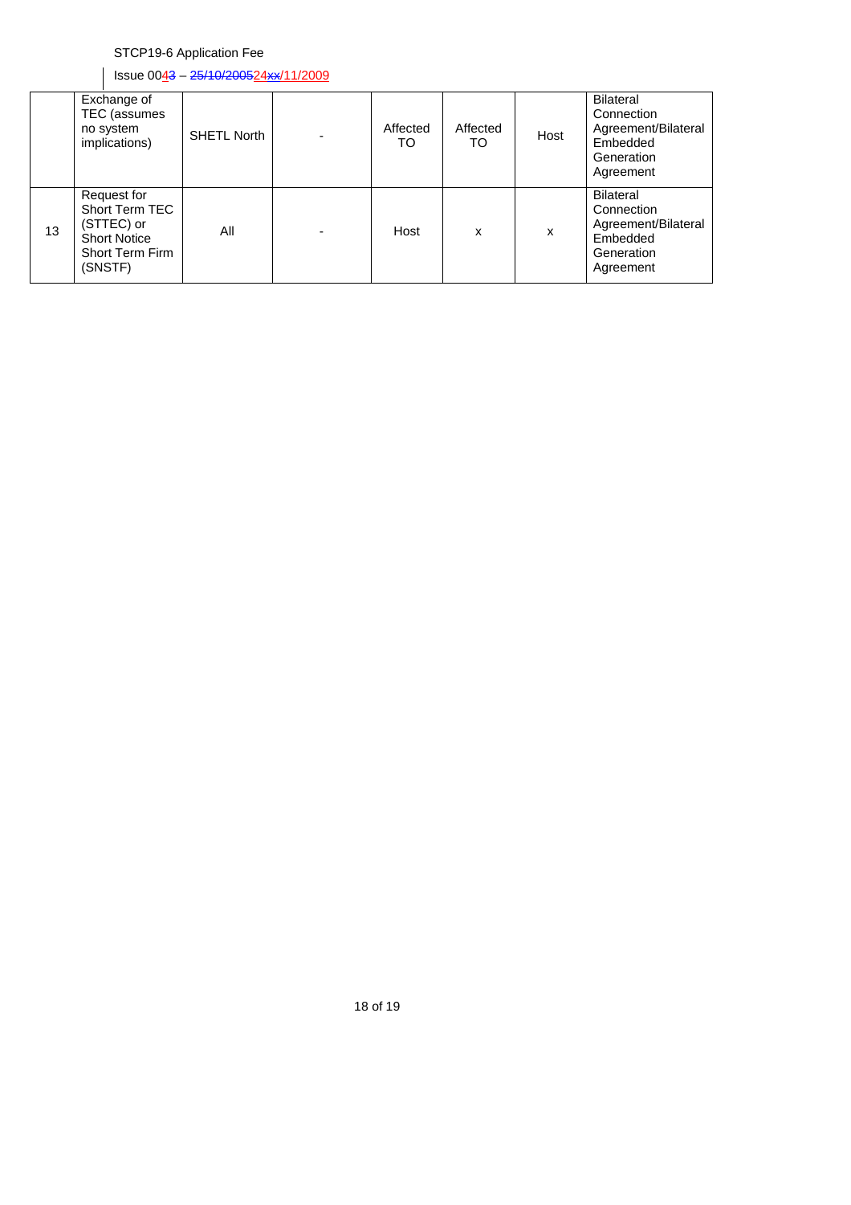| | Exchange of TEC (assumes no system implications) | SHETL North | - | Affected TO | Affected TO | Host | Bilateral Connection Agreement/Bilateral Embedded Generation Agreement |
|---|---|---|---|---|---|---|---|
| 13 | Request for Short Term TEC (STTEC) or Short Notice Short Term Firm (SNSTF) | All | - | Host | x | x | Bilateral Connection Agreement/Bilateral Embedded Generation Agreement |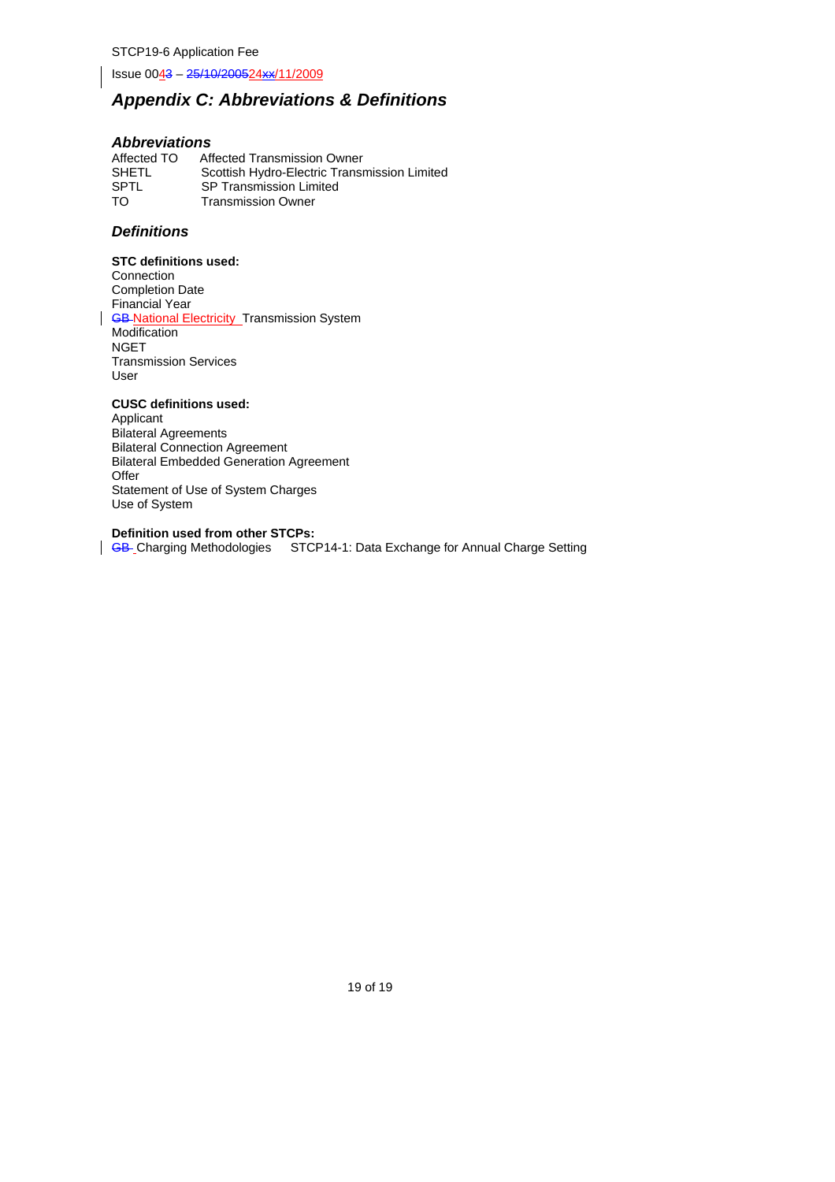## Appendix C: Abbreviations & Definitions

### Abbreviations

| | |
|---|---|
| Affected TO | Affected Transmission Owner |
| SHETL | Scottish Hydro-Electric Transmission Limited |
| SPTL | SP Transmission Limited |
| TO | Transmission Owner |

### Definitions

**STC definitions used:**

Connection
Completion Date
Financial Year
~~GB~~ National Electricity Transmission System
Modification
NGET
Transmission Services
User

**CUSC definitions used:**

Applicant
Bilateral Agreements
Bilateral Connection Agreement
Bilateral Embedded Generation Agreement
Offer
Statement of Use of System Charges
Use of System

**Definition used from other STCPs:**

| | |
|---|---|
| ~~GB~~ Charging Methodologies | STCP14-1: Data Exchange for Annual Charge Setting |